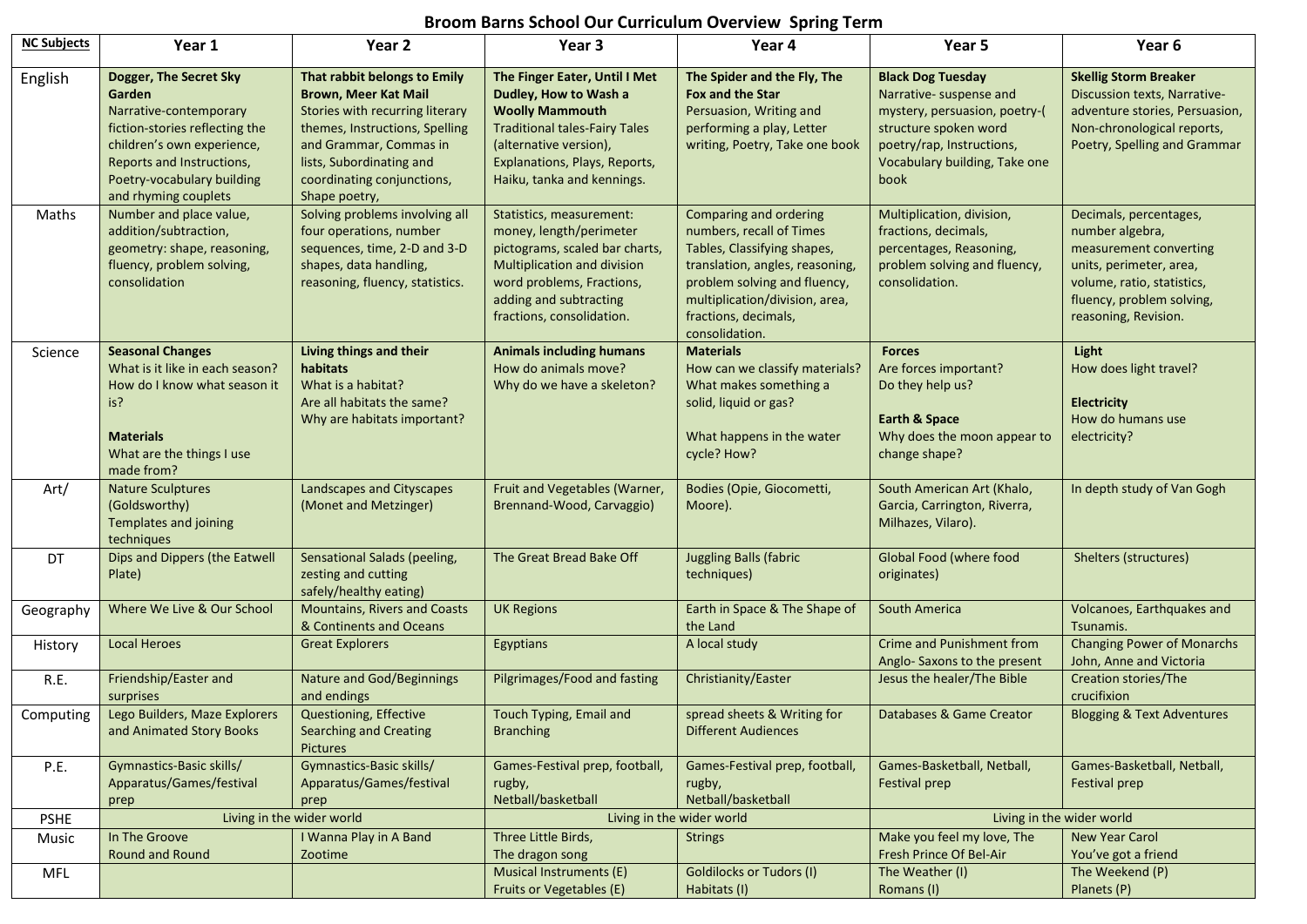# Broom Barns School Our Curriculum Overview Spring Term

| NC Subjects | Year 1 | Year 2 | Year 3 | Year 4 | Year 5 | Year 6 |
|---|---|---|---|---|---|---|
| English | **Dogger, The Secret Sky Garden** Narrative-contemporary fiction-stories reflecting the children's own experience, Reports and Instructions, Poetry-vocabulary building and rhyming couplets | **That rabbit belongs to Emily Brown, Meer Kat Mail** Stories with recurring literary themes, Instructions, Spelling and Grammar, Commas in lists, Subordinating and coordinating conjunctions, Shape poetry, | **The Finger Eater, Until I Met Dudley, How to Wash a Woolly Mammouth** Traditional tales-Fairy Tales (alternative version), Explanations, Plays, Reports, Haiku, tanka and kennings. | **The Spider and the Fly, The Fox and the Star** Persuasion, Writing and performing a play, Letter writing, Poetry, Take one book | **Black Dog Tuesday** Narrative- suspense and mystery, persuasion, poetry-( structure spoken word poetry/rap, Instructions, Vocabulary building, Take one book | **Skellig Storm Breaker** Discussion texts, Narrative-adventure stories, Persuasion, Non-chronological reports, Poetry, Spelling and Grammar |
| Maths | Number and place value, addition/subtraction, geometry: shape, reasoning, fluency, problem solving, consolidation | Solving problems involving all four operations, number sequences, time, 2-D and 3-D shapes, data handling, reasoning, fluency, statistics. | Statistics, measurement: money, length/perimeter pictograms, scaled bar charts, Multiplication and division word problems, Fractions, adding and subtracting fractions, consolidation. | Comparing and ordering numbers, recall of Times Tables, Classifying shapes, translation, angles, reasoning, problem solving and fluency, multiplication/division, area, fractions, decimals, consolidation. | Multiplication, division, fractions, decimals, percentages, Reasoning, problem solving and fluency, consolidation. | Decimals, percentages, number algebra, measurement converting units, perimeter, area, volume, ratio, statistics, fluency, problem solving, reasoning, Revision. |
| Science | **Seasonal Changes** What is it like in each season? How do I know what season it is? **Materials** What are the things I use made from? | **Living things and their habitats** What is a habitat? Are all habitats the same? Why are habitats important? | **Animals including humans** How do animals move? Why do we have a skeleton? | **Materials** How can we classify materials? What makes something a solid, liquid or gas? What happens in the water cycle? How? | **Forces** Are forces important? Do they help us? **Earth & Space** Why does the moon appear to change shape? | **Light** How does light travel? **Electricity** How do humans use electricity? |
| Art/ | Nature Sculptures (Goldsworthy) Templates and joining techniques | Landscapes and Cityscapes (Monet and Metzinger) | Fruit and Vegetables (Warner, Brennand-Wood, Carvaggio) | Bodies (Opie, Giocometti, Moore). | South American Art (Khalo, Garcia, Carrington, Riverra, Milhazes, Vilaro). | In depth study of Van Gogh |
| DT | Dips and Dippers (the Eatwell Plate) | Sensational Salads (peeling, zesting and cutting safely/healthy eating) | The Great Bread Bake Off | Juggling Balls (fabric techniques) | Global Food (where food originates) | Shelters (structures) |
| Geography | Where We Live & Our School | Mountains, Rivers and Coasts & Continents and Oceans | UK Regions | Earth in Space & The Shape of the Land | South America | Volcanoes, Earthquakes and Tsunamis. |
| History | Local Heroes | Great Explorers | Egyptians | A local study | Crime and Punishment from Anglo- Saxons to the present | Changing Power of Monarchs John, Anne and Victoria |
| R.E. | Friendship/Easter and surprises | Nature and God/Beginnings and endings | Pilgrimages/Food and fasting | Christianity/Easter | Jesus the healer/The Bible | Creation stories/The crucifixion |
| Computing | Lego Builders, Maze Explorers and Animated Story Books | Questioning, Effective Searching and Creating Pictures | Touch Typing, Email and Branching | spread sheets & Writing for Different Audiences | Databases & Game Creator | Blogging & Text Adventures |
| P.E. | Gymnastics-Basic skills/ Apparatus/Games/festival prep | Gymnastics-Basic skills/ Apparatus/Games/festival prep | Games-Festival prep, football, rugby, Netball/basketball | Games-Festival prep, football, rugby, Netball/basketball | Games-Basketball, Netball, Festival prep | Games-Basketball, Netball, Festival prep |
| PSHE | Living in the wider world | | Living in the wider world | | Living in the wider world | |
| Music | In The Groove Round and Round | I Wanna Play in A Band Zootime | Three Little Birds, The dragon song | Strings | Make you feel my love, The Fresh Prince Of Bel-Air | New Year Carol You've got a friend |
| MFL | | | Musical Instruments (E) Fruits or Vegetables (E) | Goldilocks or Tudors (I) Habitats (I) | The Weather (I) Romans (I) | The Weekend (P) Planets (P) |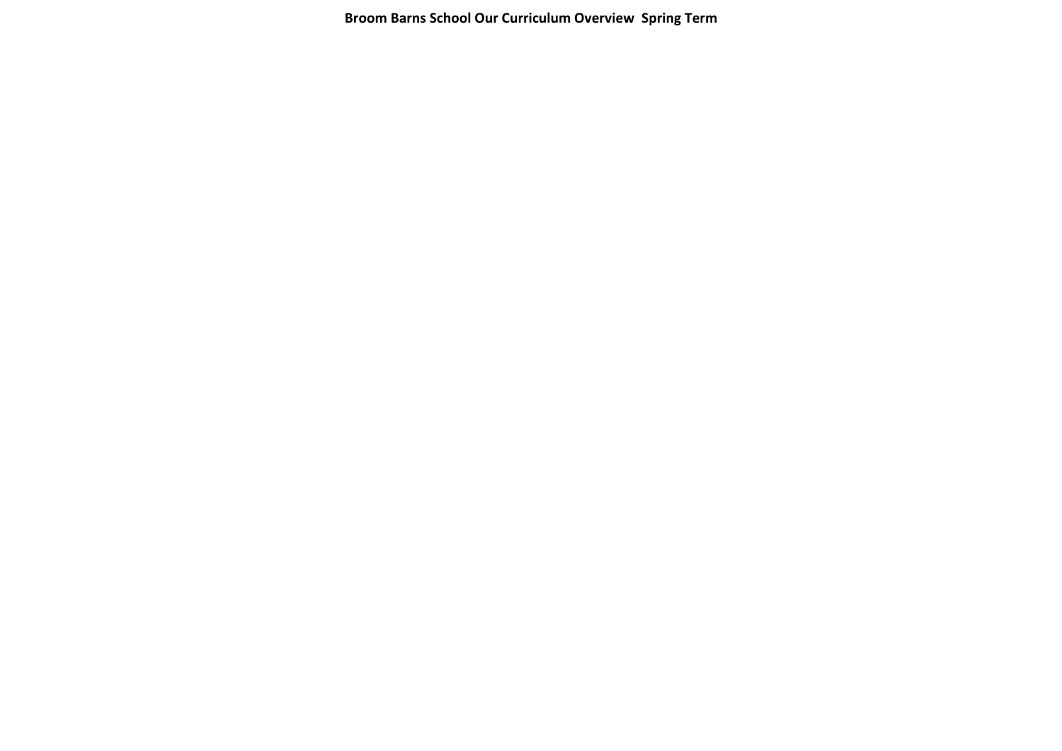**Broom Barns School Our Curriculum Overview  Spring Term**